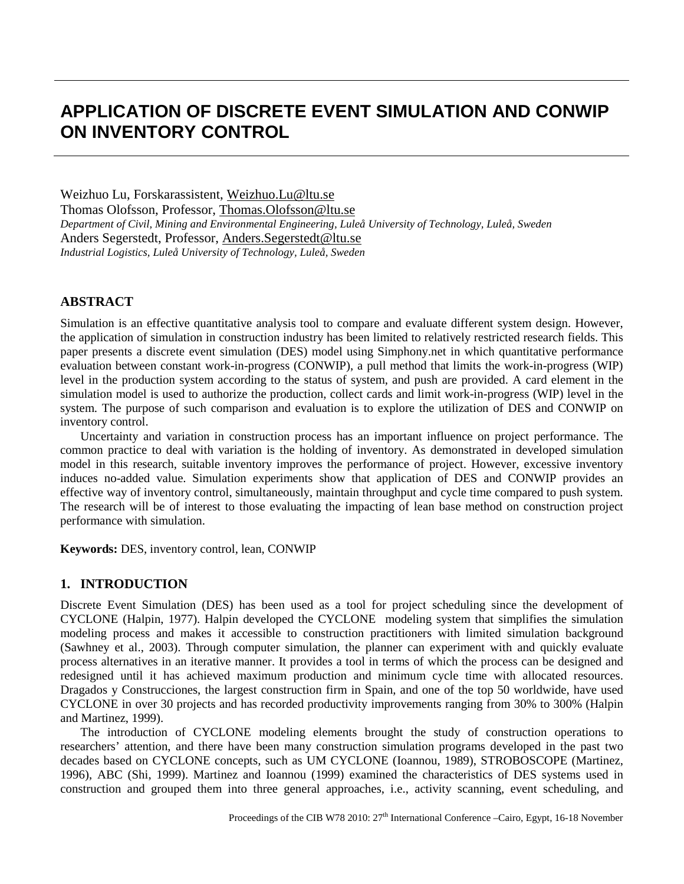# APPLICATION OF DISCRETE EVENT SIMULATION AND CONWIP ON INVENTORY CONTROL

Weizhuo Lu, Forskarassistent, Weizhuo.Lu@ltu.se
Thomas Olofsson, Professor, Thomas.Olofsson@ltu.se
*Department of Civil, Mining and Environmental Engineering, Luleå University of Technology, Luleå, Sweden*
Anders Segerstedt, Professor, Anders.Segerstedt@ltu.se
*Industrial Logistics, Luleå University of Technology, Luleå, Sweden*

## ABSTRACT

Simulation is an effective quantitative analysis tool to compare and evaluate different system design. However, the application of simulation in construction industry has been limited to relatively restricted research fields. This paper presents a discrete event simulation (DES) model using Simphony.net in which quantitative performance evaluation between constant work-in-progress (CONWIP), a pull method that limits the work-in-progress (WIP) level in the production system according to the status of system, and push are provided. A card element in the simulation model is used to authorize the production, collect cards and limit work-in-progress (WIP) level in the system. The purpose of such comparison and evaluation is to explore the utilization of DES and CONWIP on inventory control.

Uncertainty and variation in construction process has an important influence on project performance. The common practice to deal with variation is the holding of inventory. As demonstrated in developed simulation model in this research, suitable inventory improves the performance of project. However, excessive inventory induces no-added value. Simulation experiments show that application of DES and CONWIP provides an effective way of inventory control, simultaneously, maintain throughput and cycle time compared to push system. The research will be of interest to those evaluating the impacting of lean base method on construction project performance with simulation.

**Keywords:** DES, inventory control, lean, CONWIP

## 1. INTRODUCTION

Discrete Event Simulation (DES) has been used as a tool for project scheduling since the development of CYCLONE (Halpin, 1977). Halpin developed the CYCLONE modeling system that simplifies the simulation modeling process and makes it accessible to construction practitioners with limited simulation background (Sawhney et al., 2003). Through computer simulation, the planner can experiment with and quickly evaluate process alternatives in an iterative manner. It provides a tool in terms of which the process can be designed and redesigned until it has achieved maximum production and minimum cycle time with allocated resources. Dragados y Construcciones, the largest construction firm in Spain, and one of the top 50 worldwide, have used CYCLONE in over 30 projects and has recorded productivity improvements ranging from 30% to 300% (Halpin and Martinez, 1999).

The introduction of CYCLONE modeling elements brought the study of construction operations to researchers' attention, and there have been many construction simulation programs developed in the past two decades based on CYCLONE concepts, such as UM CYCLONE (Ioannou, 1989), STROBOSCOPE (Martinez, 1996), ABC (Shi, 1999). Martinez and Ioannou (1999) examined the characteristics of DES systems used in construction and grouped them into three general approaches, i.e., activity scanning, event scheduling, and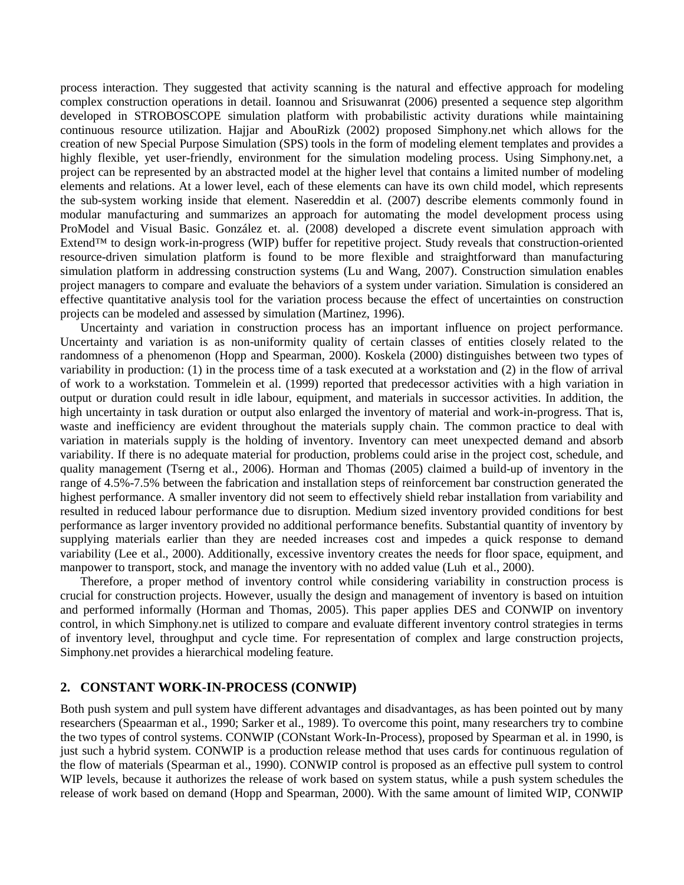process interaction. They suggested that activity scanning is the natural and effective approach for modeling complex construction operations in detail. Ioannou and Srisuwanrat (2006) presented a sequence step algorithm developed in STROBOSCOPE simulation platform with probabilistic activity durations while maintaining continuous resource utilization. Hajjar and AbouRizk (2002) proposed Simphony.net which allows for the creation of new Special Purpose Simulation (SPS) tools in the form of modeling element templates and provides a highly flexible, yet user-friendly, environment for the simulation modeling process. Using Simphony.net, a project can be represented by an abstracted model at the higher level that contains a limited number of modeling elements and relations. At a lower level, each of these elements can have its own child model, which represents the sub-system working inside that element. Nasereddin et al. (2007) describe elements commonly found in modular manufacturing and summarizes an approach for automating the model development process using ProModel and Visual Basic. González et. al. (2008) developed a discrete event simulation approach with Extend™ to design work-in-progress (WIP) buffer for repetitive project. Study reveals that construction-oriented resource-driven simulation platform is found to be more flexible and straightforward than manufacturing simulation platform in addressing construction systems (Lu and Wang, 2007). Construction simulation enables project managers to compare and evaluate the behaviors of a system under variation. Simulation is considered an effective quantitative analysis tool for the variation process because the effect of uncertainties on construction projects can be modeled and assessed by simulation (Martinez, 1996).

Uncertainty and variation in construction process has an important influence on project performance. Uncertainty and variation is as non-uniformity quality of certain classes of entities closely related to the randomness of a phenomenon (Hopp and Spearman, 2000). Koskela (2000) distinguishes between two types of variability in production: (1) in the process time of a task executed at a workstation and (2) in the flow of arrival of work to a workstation. Tommelein et al. (1999) reported that predecessor activities with a high variation in output or duration could result in idle labour, equipment, and materials in successor activities. In addition, the high uncertainty in task duration or output also enlarged the inventory of material and work-in-progress. That is, waste and inefficiency are evident throughout the materials supply chain. The common practice to deal with variation in materials supply is the holding of inventory. Inventory can meet unexpected demand and absorb variability. If there is no adequate material for production, problems could arise in the project cost, schedule, and quality management (Tserng et al., 2006). Horman and Thomas (2005) claimed a build-up of inventory in the range of 4.5%-7.5% between the fabrication and installation steps of reinforcement bar construction generated the highest performance. A smaller inventory did not seem to effectively shield rebar installation from variability and resulted in reduced labour performance due to disruption. Medium sized inventory provided conditions for best performance as larger inventory provided no additional performance benefits. Substantial quantity of inventory by supplying materials earlier than they are needed increases cost and impedes a quick response to demand variability (Lee et al., 2000). Additionally, excessive inventory creates the needs for floor space, equipment, and manpower to transport, stock, and manage the inventory with no added value (Luh et al., 2000).

Therefore, a proper method of inventory control while considering variability in construction process is crucial for construction projects. However, usually the design and management of inventory is based on intuition and performed informally (Horman and Thomas, 2005). This paper applies DES and CONWIP on inventory control, in which Simphony.net is utilized to compare and evaluate different inventory control strategies in terms of inventory level, throughput and cycle time. For representation of complex and large construction projects, Simphony.net provides a hierarchical modeling feature.

## 2. CONSTANT WORK-IN-PROCESS (CONWIP)

Both push system and pull system have different advantages and disadvantages, as has been pointed out by many researchers (Speaarman et al., 1990; Sarker et al., 1989). To overcome this point, many researchers try to combine the two types of control systems. CONWIP (CONstant Work-In-Process), proposed by Spearman et al. in 1990, is just such a hybrid system. CONWIP is a production release method that uses cards for continuous regulation of the flow of materials (Spearman et al., 1990). CONWIP control is proposed as an effective pull system to control WIP levels, because it authorizes the release of work based on system status, while a push system schedules the release of work based on demand (Hopp and Spearman, 2000). With the same amount of limited WIP, CONWIP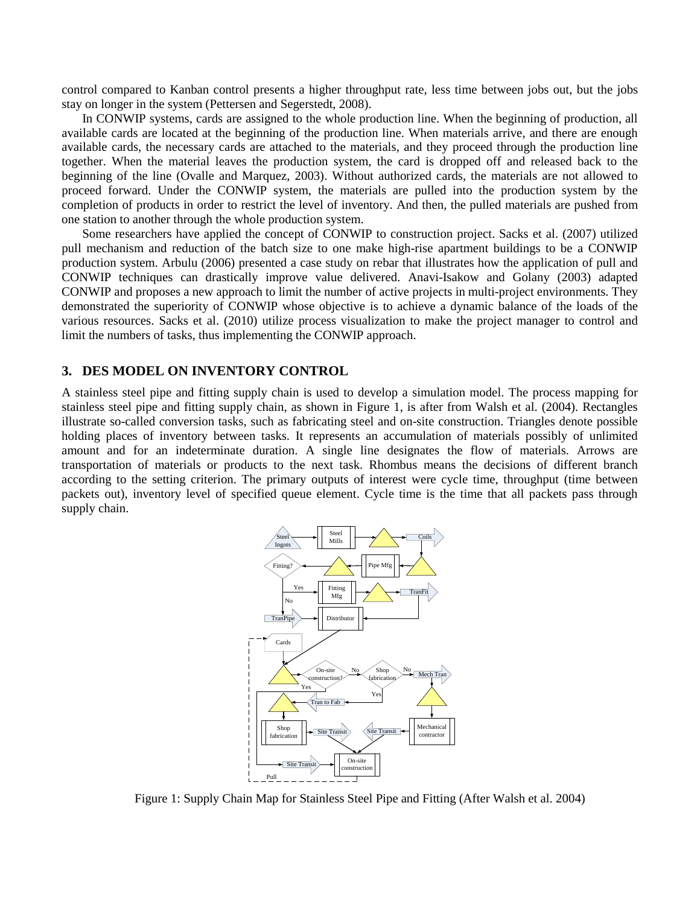control compared to Kanban control presents a higher throughput rate, less time between jobs out, but the jobs stay on longer in the system (Pettersen and Segerstedt, 2008).

In CONWIP systems, cards are assigned to the whole production line. When the beginning of production, all available cards are located at the beginning of the production line. When materials arrive, and there are enough available cards, the necessary cards are attached to the materials, and they proceed through the production line together. When the material leaves the production system, the card is dropped off and released back to the beginning of the line (Ovalle and Marquez, 2003). Without authorized cards, the materials are not allowed to proceed forward. Under the CONWIP system, the materials are pulled into the production system by the completion of products in order to restrict the level of inventory. And then, the pulled materials are pushed from one station to another through the whole production system.

Some researchers have applied the concept of CONWIP to construction project. Sacks et al. (2007) utilized pull mechanism and reduction of the batch size to one make high-rise apartment buildings to be a CONWIP production system. Arbulu (2006) presented a case study on rebar that illustrates how the application of pull and CONWIP techniques can drastically improve value delivered. Anavi-Isakow and Golany (2003) adapted CONWIP and proposes a new approach to limit the number of active projects in multi-project environments. They demonstrated the superiority of CONWIP whose objective is to achieve a dynamic balance of the loads of the various resources. Sacks et al. (2010) utilize process visualization to make the project manager to control and limit the numbers of tasks, thus implementing the CONWIP approach.

## 3. DES MODEL ON INVENTORY CONTROL

A stainless steel pipe and fitting supply chain is used to develop a simulation model. The process mapping for stainless steel pipe and fitting supply chain, as shown in Figure 1, is after from Walsh et al. (2004). Rectangles illustrate so-called conversion tasks, such as fabricating steel and on-site construction. Triangles denote possible holding places of inventory between tasks. It represents an accumulation of materials possibly of unlimited amount and for an indeterminate duration. A single line designates the flow of materials. Arrows are transportation of materials or products to the next task. Rhombus means the decisions of different branch according to the setting criterion. The primary outputs of interest were cycle time, throughput (time between packets out), inventory level of specified queue element. Cycle time is the time that all packets pass through supply chain.

Figure 1: Supply Chain Map for Stainless Steel Pipe and Fitting (After Walsh et al. 2004)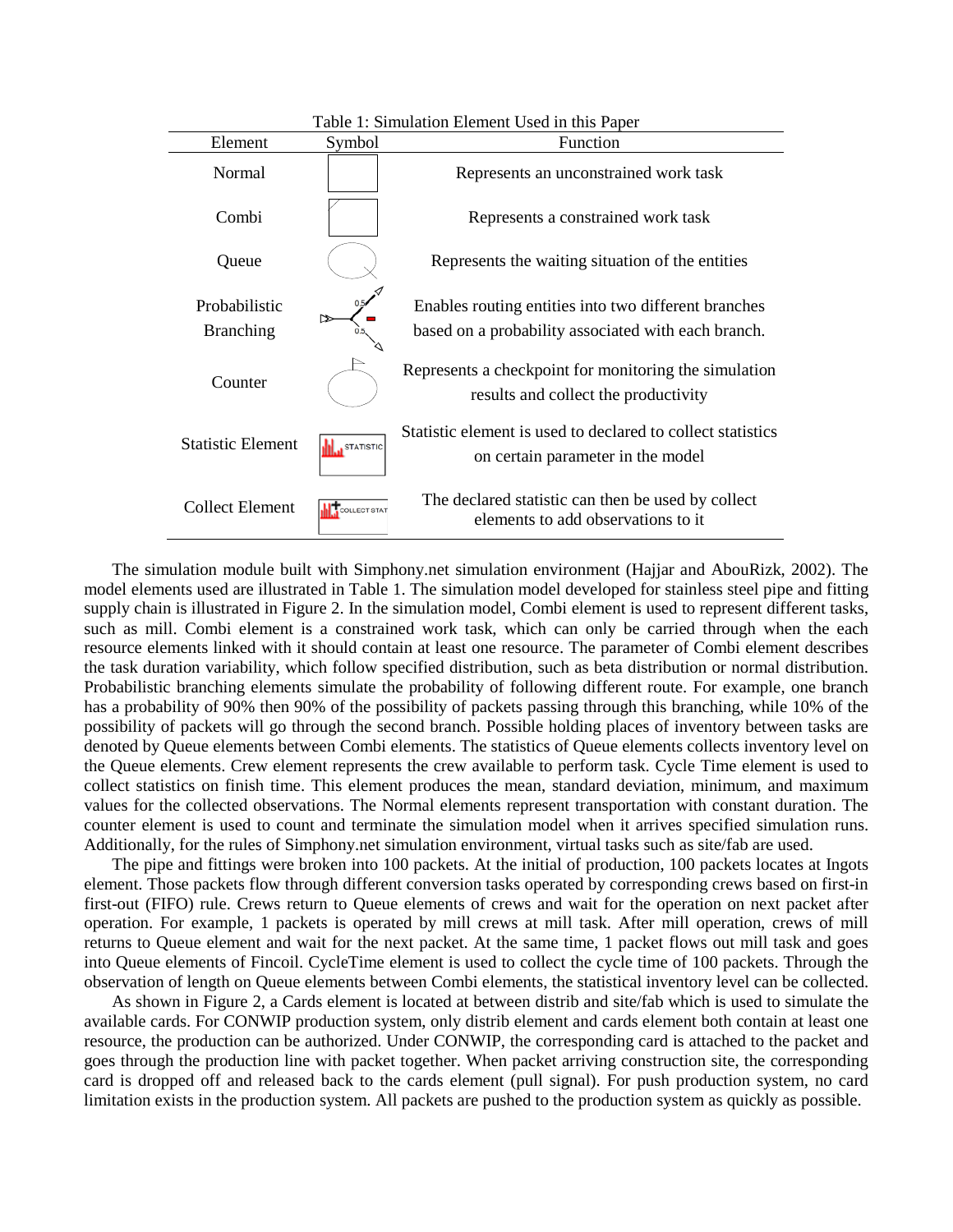Table 1: Simulation Element Used in this Paper

| Element | Symbol | Function |
|---|---|---|
| Normal | | Represents an unconstrained work task |
| Combi | | Represents a constrained work task |
| Queue | | Represents the waiting situation of the entities |
| Probabilistic Branching | | Enables routing entities into two different branches based on a probability associated with each branch. |
| Counter | | Represents a checkpoint for monitoring the simulation results and collect the productivity |
| Statistic Element | STATISTIC | Statistic element is used to declared to collect statistics on certain parameter in the model |
| Collect Element | COLLECT STAT | The declared statistic can then be used by collect elements to add observations to it |

The simulation module built with Simphony.net simulation environment (Hajjar and AbouRizk, 2002). The model elements used are illustrated in Table 1. The simulation model developed for stainless steel pipe and fitting supply chain is illustrated in Figure 2. In the simulation model, Combi element is used to represent different tasks, such as mill. Combi element is a constrained work task, which can only be carried through when the each resource elements linked with it should contain at least one resource. The parameter of Combi element describes the task duration variability, which follow specified distribution, such as beta distribution or normal distribution. Probabilistic branching elements simulate the probability of following different route. For example, one branch has a probability of 90% then 90% of the possibility of packets passing through this branching, while 10% of the possibility of packets will go through the second branch. Possible holding places of inventory between tasks are denoted by Queue elements between Combi elements. The statistics of Queue elements collects inventory level on the Queue elements. Crew element represents the crew available to perform task. Cycle Time element is used to collect statistics on finish time. This element produces the mean, standard deviation, minimum, and maximum values for the collected observations. The Normal elements represent transportation with constant duration. The counter element is used to count and terminate the simulation model when it arrives specified simulation runs. Additionally, for the rules of Simphony.net simulation environment, virtual tasks such as site/fab are used.

The pipe and fittings were broken into 100 packets. At the initial of production, 100 packets locates at Ingots element. Those packets flow through different conversion tasks operated by corresponding crews based on first-in first-out (FIFO) rule. Crews return to Queue elements of crews and wait for the operation on next packet after operation. For example, 1 packets is operated by mill crews at mill task. After mill operation, crews of mill returns to Queue element and wait for the next packet. At the same time, 1 packet flows out mill task and goes into Queue elements of Fincoil. CycleTime element is used to collect the cycle time of 100 packets. Through the observation of length on Queue elements between Combi elements, the statistical inventory level can be collected.

As shown in Figure 2, a Cards element is located at between distrib and site/fab which is used to simulate the available cards. For CONWIP production system, only distrib element and cards element both contain at least one resource, the production can be authorized. Under CONWIP, the corresponding card is attached to the packet and goes through the production line with packet together. When packet arriving construction site, the corresponding card is dropped off and released back to the cards element (pull signal). For push production system, no card limitation exists in the production system. All packets are pushed to the production system as quickly as possible.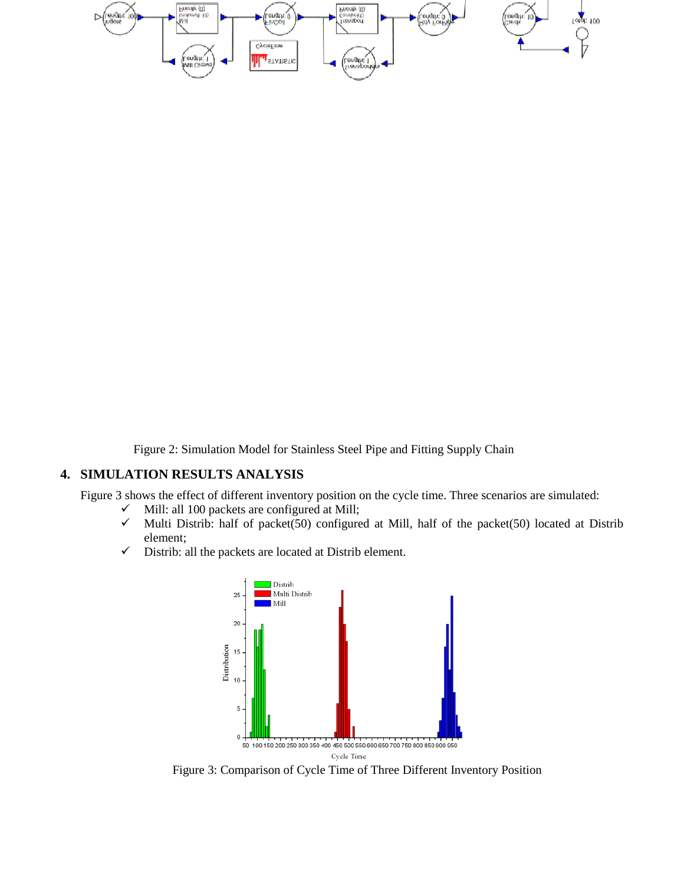Figure 2: Simulation Model for Stainless Steel Pipe and Fitting Supply Chain

## 4. SIMULATION RESULTS ANALYSIS

Figure 3 shows the effect of different inventory position on the cycle time. Three scenarios are simulated:

- ✓ Mill: all 100 packets are configured at Mill;
- ✓ Multi Distrib: half of packet(50) configured at Mill, half of the packet(50) located at Distrib element;
- ✓ Distrib: all the packets are located at Distrib element.

Figure 3: Comparison of Cycle Time of Three Different Inventory Position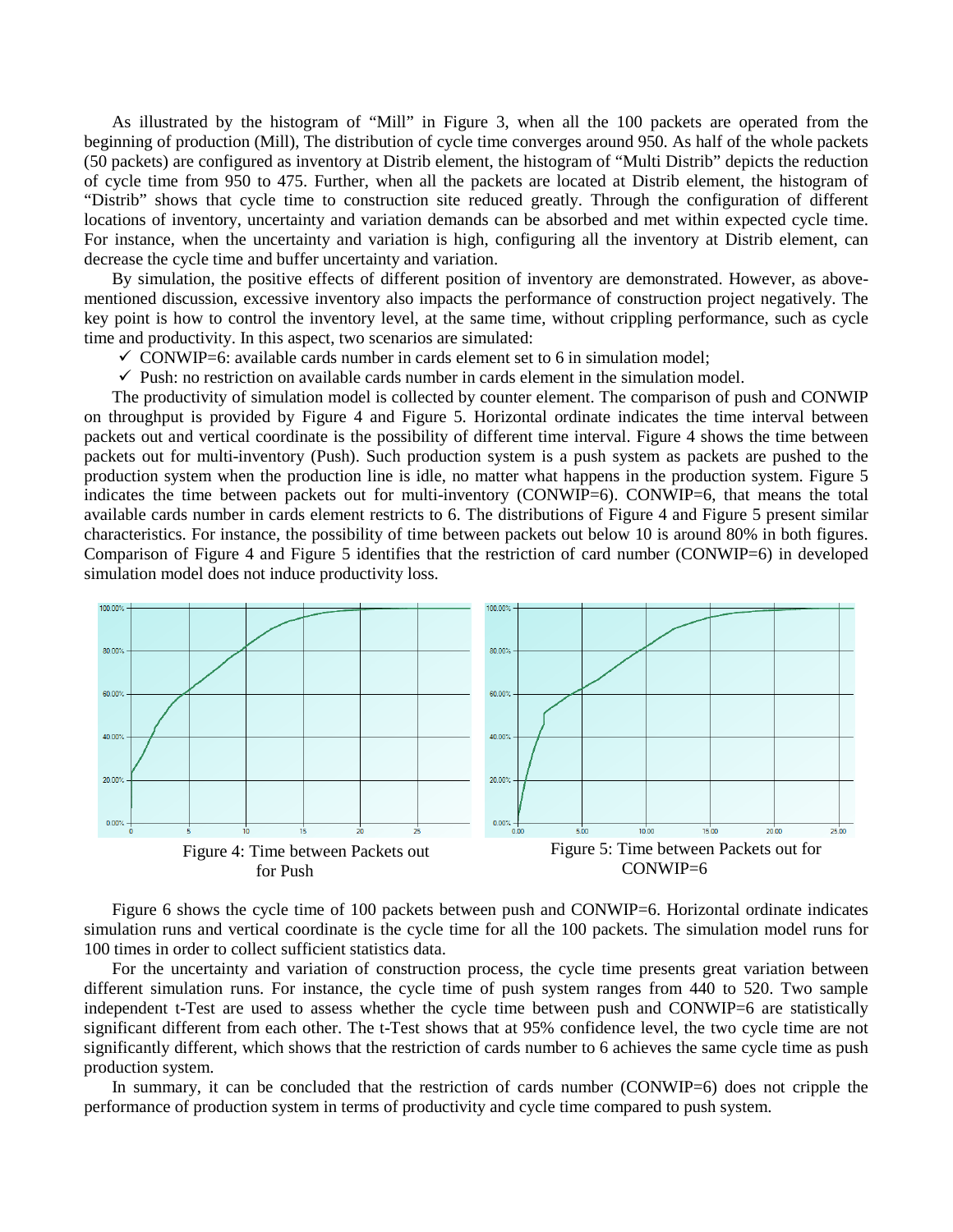As illustrated by the histogram of "Mill" in Figure 3, when all the 100 packets are operated from the beginning of production (Mill), The distribution of cycle time converges around 950. As half of the whole packets (50 packets) are configured as inventory at Distrib element, the histogram of "Multi Distrib" depicts the reduction of cycle time from 950 to 475. Further, when all the packets are located at Distrib element, the histogram of "Distrib" shows that cycle time to construction site reduced greatly. Through the configuration of different locations of inventory, uncertainty and variation demands can be absorbed and met within expected cycle time. For instance, when the uncertainty and variation is high, configuring all the inventory at Distrib element, can decrease the cycle time and buffer uncertainty and variation.

By simulation, the positive effects of different position of inventory are demonstrated. However, as above-mentioned discussion, excessive inventory also impacts the performance of construction project negatively. The key point is how to control the inventory level, at the same time, without crippling performance, such as cycle time and productivity. In this aspect, two scenarios are simulated:

- ✓ CONWIP=6: available cards number in cards element set to 6 in simulation model;
- ✓ Push: no restriction on available cards number in cards element in the simulation model.

The productivity of simulation model is collected by counter element. The comparison of push and CONWIP on throughput is provided by Figure 4 and Figure 5. Horizontal ordinate indicates the time interval between packets out and vertical coordinate is the possibility of different time interval. Figure 4 shows the time between packets out for multi-inventory (Push). Such production system is a push system as packets are pushed to the production system when the production line is idle, no matter what happens in the production system. Figure 5 indicates the time between packets out for multi-inventory (CONWIP=6). CONWIP=6, that means the total available cards number in cards element restricts to 6. The distributions of Figure 4 and Figure 5 present similar characteristics. For instance, the possibility of time between packets out below 10 is around 80% in both figures. Comparison of Figure 4 and Figure 5 identifies that the restriction of card number (CONWIP=6) in developed simulation model does not induce productivity loss.

Figure 4: Time between Packets out for Push

Figure 5: Time between Packets out for CONWIP=6

Figure 6 shows the cycle time of 100 packets between push and CONWIP=6. Horizontal ordinate indicates simulation runs and vertical coordinate is the cycle time for all the 100 packets. The simulation model runs for 100 times in order to collect sufficient statistics data.

For the uncertainty and variation of construction process, the cycle time presents great variation between different simulation runs. For instance, the cycle time of push system ranges from 440 to 520. Two sample independent t-Test are used to assess whether the cycle time between push and CONWIP=6 are statistically significant different from each other. The t-Test shows that at 95% confidence level, the two cycle time are not significantly different, which shows that the restriction of cards number to 6 achieves the same cycle time as push production system.

In summary, it can be concluded that the restriction of cards number (CONWIP=6) does not cripple the performance of production system in terms of productivity and cycle time compared to push system.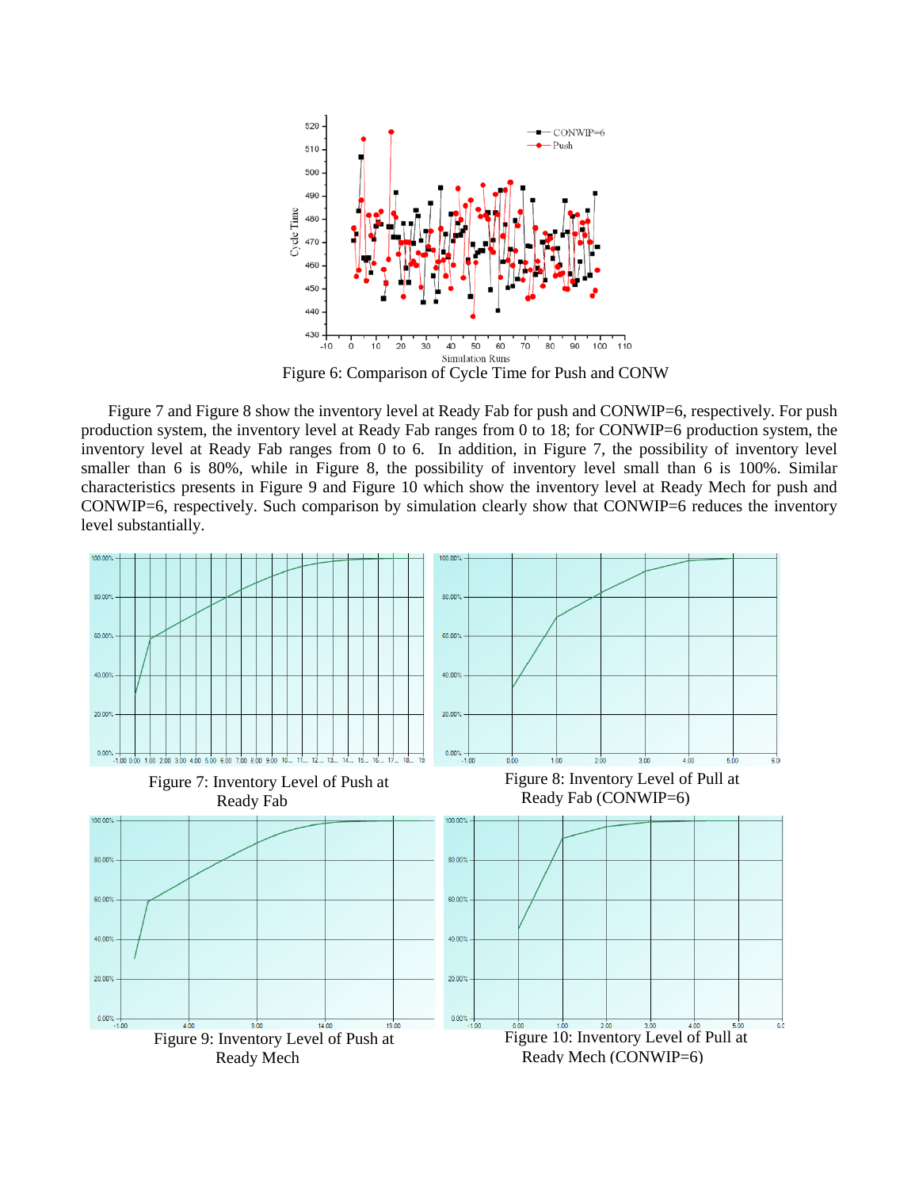Figure 6: Comparison of Cycle Time for Push and CONW

Figure 7 and Figure 8 show the inventory level at Ready Fab for push and CONWIP=6, respectively. For push production system, the inventory level at Ready Fab ranges from 0 to 18; for CONWIP=6 production system, the inventory level at Ready Fab ranges from 0 to 6. In addition, in Figure 7, the possibility of inventory level smaller than 6 is 80%, while in Figure 8, the possibility of inventory level small than 6 is 100%. Similar characteristics presents in Figure 9 and Figure 10 which show the inventory level at Ready Mech for push and CONWIP=6, respectively. Such comparison by simulation clearly show that CONWIP=6 reduces the inventory level substantially.

Figure 7: Inventory Level of Push at Ready Fab

Figure 8: Inventory Level of Pull at Ready Fab (CONWIP=6)

Figure 9: Inventory Level of Push at Ready Mech

Figure 10: Inventory Level of Pull at Ready Mech (CONWIP=6)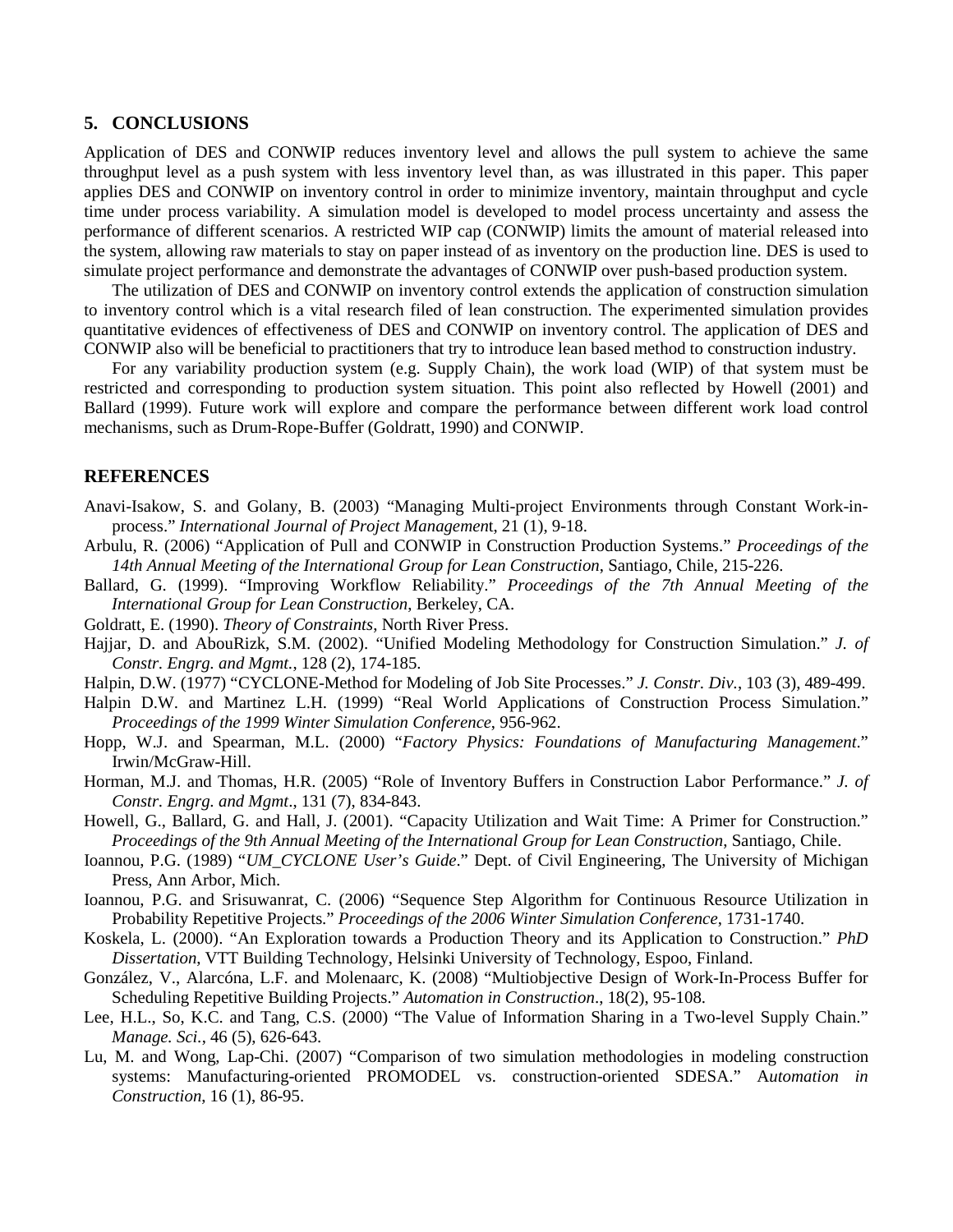## 5. CONCLUSIONS

Application of DES and CONWIP reduces inventory level and allows the pull system to achieve the same throughput level as a push system with less inventory level than, as was illustrated in this paper. This paper applies DES and CONWIP on inventory control in order to minimize inventory, maintain throughput and cycle time under process variability. A simulation model is developed to model process uncertainty and assess the performance of different scenarios. A restricted WIP cap (CONWIP) limits the amount of material released into the system, allowing raw materials to stay on paper instead of as inventory on the production line. DES is used to simulate project performance and demonstrate the advantages of CONWIP over push-based production system.

The utilization of DES and CONWIP on inventory control extends the application of construction simulation to inventory control which is a vital research filed of lean construction. The experimented simulation provides quantitative evidences of effectiveness of DES and CONWIP on inventory control. The application of DES and CONWIP also will be beneficial to practitioners that try to introduce lean based method to construction industry.

For any variability production system (e.g. Supply Chain), the work load (WIP) of that system must be restricted and corresponding to production system situation. This point also reflected by Howell (2001) and Ballard (1999). Future work will explore and compare the performance between different work load control mechanisms, such as Drum-Rope-Buffer (Goldratt, 1990) and CONWIP.

## REFERENCES

Anavi-Isakow, S. and Golany, B. (2003) "Managing Multi-project Environments through Constant Work-in-process." *International Journal of Project Management*, 21 (1), 9-18.

Arbulu, R. (2006) "Application of Pull and CONWIP in Construction Production Systems." *Proceedings of the 14th Annual Meeting of the International Group for Lean Construction*, Santiago, Chile, 215-226.

Ballard, G. (1999). "Improving Workflow Reliability." *Proceedings of the 7th Annual Meeting of the International Group for Lean Construction*, Berkeley, CA.

Goldratt, E. (1990). *Theory of Constraints*, North River Press.

Hajjar, D. and AbouRizk, S.M. (2002). "Unified Modeling Methodology for Construction Simulation." *J. of Constr. Engrg. and Mgmt.*, 128 (2), 174-185.

Halpin, D.W. (1977) "CYCLONE-Method for Modeling of Job Site Processes." *J. Constr. Div.*, 103 (3), 489-499.

Halpin D.W. and Martinez L.H. (1999) "Real World Applications of Construction Process Simulation." *Proceedings of the 1999 Winter Simulation Conference*, 956-962.

Hopp, W.J. and Spearman, M.L. (2000) "*Factory Physics: Foundations of Manufacturing Management*." Irwin/McGraw-Hill.

Horman, M.J. and Thomas, H.R. (2005) "Role of Inventory Buffers in Construction Labor Performance." *J. of Constr. Engrg. and Mgmt*., 131 (7), 834-843.

Howell, G., Ballard, G. and Hall, J. (2001). "Capacity Utilization and Wait Time: A Primer for Construction." *Proceedings of the 9th Annual Meeting of the International Group for Lean Construction*, Santiago, Chile.

Ioannou, P.G. (1989) "*UM_CYCLONE User's Guide*." Dept. of Civil Engineering, The University of Michigan Press, Ann Arbor, Mich.

Ioannou, P.G. and Srisuwanrat, C. (2006) "Sequence Step Algorithm for Continuous Resource Utilization in Probability Repetitive Projects." *Proceedings of the 2006 Winter Simulation Conference*, 1731-1740.

Koskela, L. (2000). "An Exploration towards a Production Theory and its Application to Construction." *PhD Dissertation*, VTT Building Technology, Helsinki University of Technology, Espoo, Finland.

González, V., Alarcóna, L.F. and Molenaarc, K. (2008) "Multiobjective Design of Work-In-Process Buffer for Scheduling Repetitive Building Projects." *Automation in Construction*., 18(2), 95-108.

Lee, H.L., So, K.C. and Tang, C.S. (2000) "The Value of Information Sharing in a Two-level Supply Chain." *Manage. Sci.*, 46 (5), 626-643.

Lu, M. and Wong, Lap-Chi. (2007) "Comparison of two simulation methodologies in modeling construction systems: Manufacturing-oriented PROMODEL vs. construction-oriented SDESA." *Automation in Construction*, 16 (1), 86-95.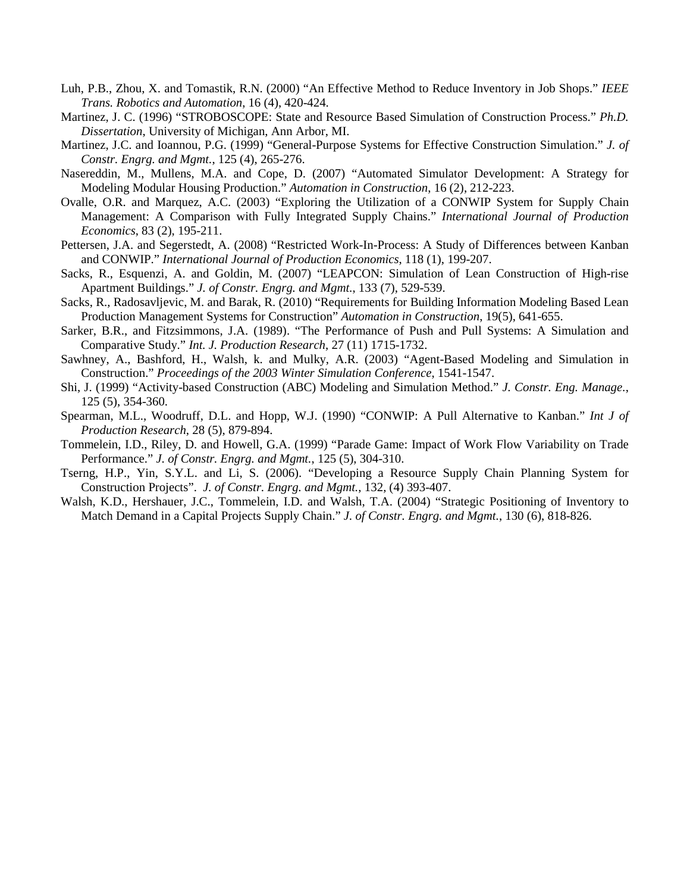Luh, P.B., Zhou, X. and Tomastik, R.N. (2000) "An Effective Method to Reduce Inventory in Job Shops." *IEEE Trans. Robotics and Automation*, 16 (4), 420-424.

Martinez, J. C. (1996) "STROBOSCOPE: State and Resource Based Simulation of Construction Process." *Ph.D. Dissertation*, University of Michigan, Ann Arbor, MI.

Martinez, J.C. and Ioannou, P.G. (1999) "General-Purpose Systems for Effective Construction Simulation." *J. of Constr. Engrg. and Mgmt.*, 125 (4), 265-276.

Nasereddin, M., Mullens, M.A. and Cope, D. (2007) "Automated Simulator Development: A Strategy for Modeling Modular Housing Production." *Automation in Construction*, 16 (2), 212-223.

Ovalle, O.R. and Marquez, A.C. (2003) "Exploring the Utilization of a CONWIP System for Supply Chain Management: A Comparison with Fully Integrated Supply Chains." *International Journal of Production Economics*, 83 (2), 195-211.

Pettersen, J.A. and Segerstedt, A. (2008) "Restricted Work-In-Process: A Study of Differences between Kanban and CONWIP." *International Journal of Production Economics*, 118 (1), 199-207.

Sacks, R., Esquenzi, A. and Goldin, M. (2007) "LEAPCON: Simulation of Lean Construction of High-rise Apartment Buildings." *J. of Constr. Engrg. and Mgmt.*, 133 (7), 529-539.

Sacks, R., Radosavljevic, M. and Barak, R. (2010) "Requirements for Building Information Modeling Based Lean Production Management Systems for Construction" *Automation in Construction*, 19(5), 641-655.

Sarker, B.R., and Fitzsimmons, J.A. (1989). "The Performance of Push and Pull Systems: A Simulation and Comparative Study." *Int. J. Production Research*, 27 (11) 1715-1732.

Sawhney, A., Bashford, H., Walsh, k. and Mulky, A.R. (2003) "Agent-Based Modeling and Simulation in Construction." *Proceedings of the 2003 Winter Simulation Conference*, 1541-1547.

Shi, J. (1999) "Activity-based Construction (ABC) Modeling and Simulation Method." *J. Constr. Eng. Manage.*, 125 (5), 354-360.

Spearman, M.L., Woodruff, D.L. and Hopp, W.J. (1990) "CONWIP: A Pull Alternative to Kanban." *Int J of Production Research*, 28 (5), 879-894.

Tommelein, I.D., Riley, D. and Howell, G.A. (1999) "Parade Game: Impact of Work Flow Variability on Trade Performance." *J. of Constr. Engrg. and Mgmt.*, 125 (5), 304-310.

Tserng, H.P., Yin, S.Y.L. and Li, S. (2006). "Developing a Resource Supply Chain Planning System for Construction Projects". *J. of Constr. Engrg. and Mgmt.*, 132, (4) 393-407.

Walsh, K.D., Hershauer, J.C., Tommelein, I.D. and Walsh, T.A. (2004) "Strategic Positioning of Inventory to Match Demand in a Capital Projects Supply Chain." *J. of Constr. Engrg. and Mgmt.*, 130 (6), 818-826.